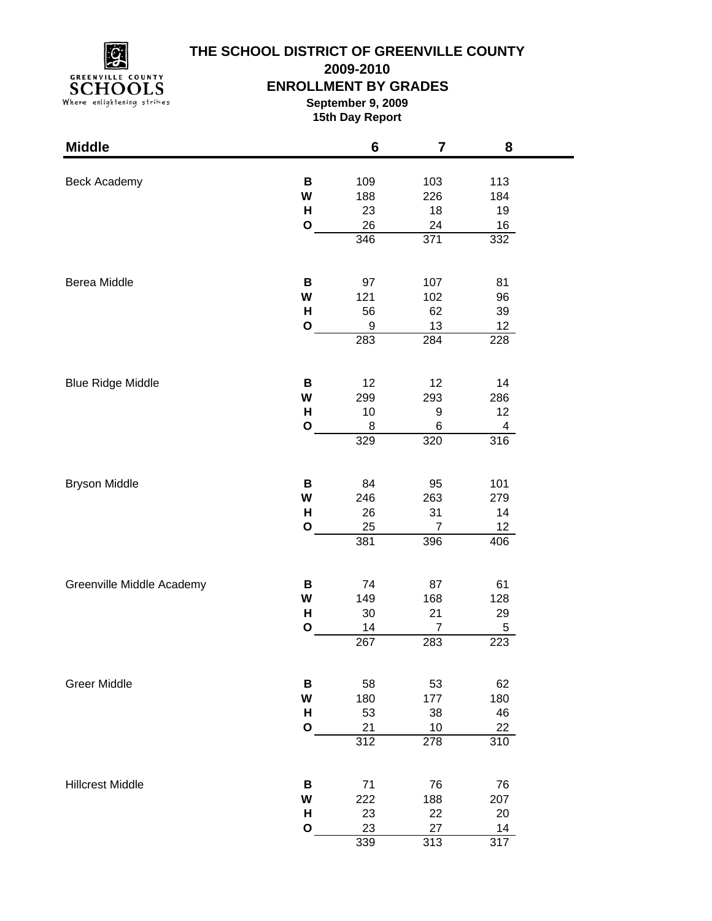# THE SCHOOL DISTRICT OF GREENVILLE COUNTY

## 2009-2010

## ENROLLMENT BY GRADES

**September 9, 2009**

**15th Day Report**

| Middle | | 6 | 7 | 8 |
|---|---|---|---|---|
| Beck Academy | **B** | 109 | 103 | 113 |
| | **W** | 188 | 226 | 184 |
| | **H** | 23 | 18 | 19 |
| | **O** | 26 | 24 | 16 |
| | | 346 | 371 | 332 |
| Berea Middle | **B** | 97 | 107 | 81 |
| | **W** | 121 | 102 | 96 |
| | **H** | 56 | 62 | 39 |
| | **O** | 9 | 13 | 12 |
| | | 283 | 284 | 228 |
| Blue Ridge Middle | **B** | 12 | 12 | 14 |
| | **W** | 299 | 293 | 286 |
| | **H** | 10 | 9 | 12 |
| | **O** | 8 | 6 | 4 |
| | | 329 | 320 | 316 |
| Bryson Middle | **B** | 84 | 95 | 101 |
| | **W** | 246 | 263 | 279 |
| | **H** | 26 | 31 | 14 |
| | **O** | 25 | 7 | 12 |
| | | 381 | 396 | 406 |
| Greenville Middle Academy | **B** | 74 | 87 | 61 |
| | **W** | 149 | 168 | 128 |
| | **H** | 30 | 21 | 29 |
| | **O** | 14 | 7 | 5 |
| | | 267 | 283 | 223 |
| Greer Middle | **B** | 58 | 53 | 62 |
| | **W** | 180 | 177 | 180 |
| | **H** | 53 | 38 | 46 |
| | **O** | 21 | 10 | 22 |
| | | 312 | 278 | 310 |
| Hillcrest Middle | **B** | 71 | 76 | 76 |
| | **W** | 222 | 188 | 207 |
| | **H** | 23 | 22 | 20 |
| | **O** | 23 | 27 | 14 |
| | | 339 | 313 | 317 |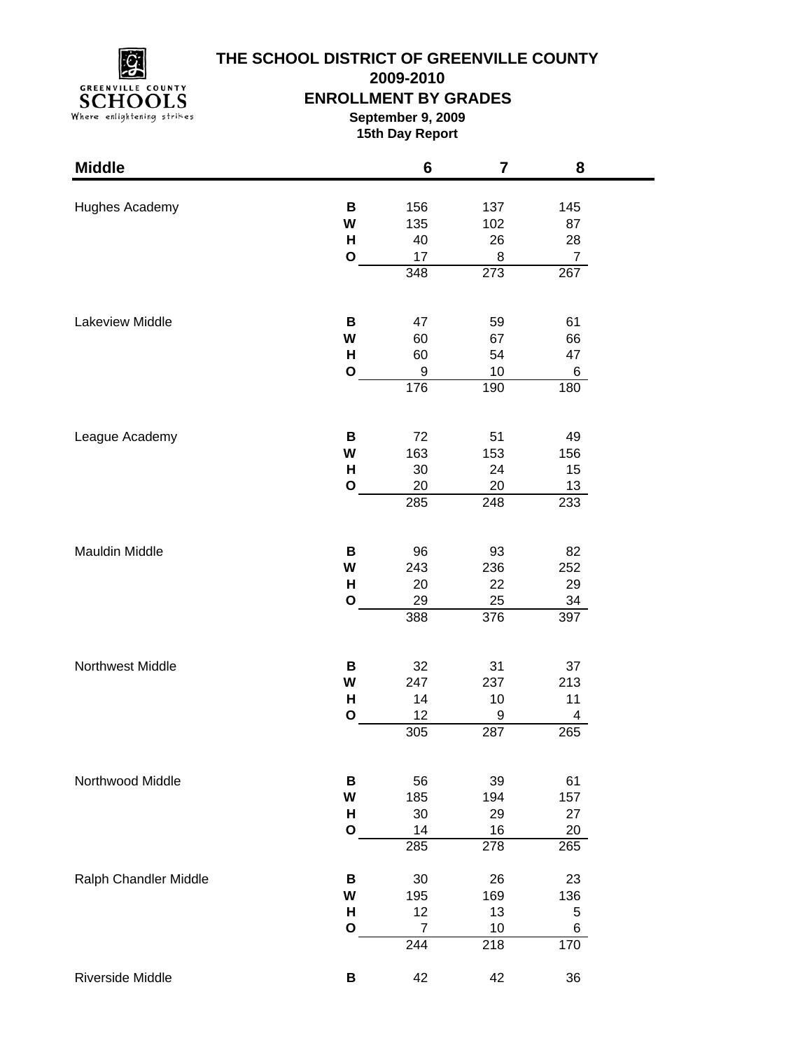# THE SCHOOL DISTRICT OF GREENVILLE COUNTY

## 2009-2010

## ENROLLMENT BY GRADES

**September 9, 2009**

**15th Day Report**

| Middle | | 6 | 7 | 8 |
|---|---|---|---|---|
| Hughes Academy | B | 156 | 137 | 145 |
| | W | 135 | 102 | 87 |
| | H | 40 | 26 | 28 |
| | O | 17 | 8 | 7 |
| | | 348 | 273 | 267 |
| Lakeview Middle | B | 47 | 59 | 61 |
| | W | 60 | 67 | 66 |
| | H | 60 | 54 | 47 |
| | O | 9 | 10 | 6 |
| | | 176 | 190 | 180 |
| League Academy | B | 72 | 51 | 49 |
| | W | 163 | 153 | 156 |
| | H | 30 | 24 | 15 |
| | O | 20 | 20 | 13 |
| | | 285 | 248 | 233 |
| Mauldin Middle | B | 96 | 93 | 82 |
| | W | 243 | 236 | 252 |
| | H | 20 | 22 | 29 |
| | O | 29 | 25 | 34 |
| | | 388 | 376 | 397 |
| Northwest Middle | B | 32 | 31 | 37 |
| | W | 247 | 237 | 213 |
| | H | 14 | 10 | 11 |
| | O | 12 | 9 | 4 |
| | | 305 | 287 | 265 |
| Northwood Middle | B | 56 | 39 | 61 |
| | W | 185 | 194 | 157 |
| | H | 30 | 29 | 27 |
| | O | 14 | 16 | 20 |
| | | 285 | 278 | 265 |
| Ralph Chandler Middle | B | 30 | 26 | 23 |
| | W | 195 | 169 | 136 |
| | H | 12 | 13 | 5 |
| | O | 7 | 10 | 6 |
| | | 244 | 218 | 170 |
| Riverside Middle | B | 42 | 42 | 36 |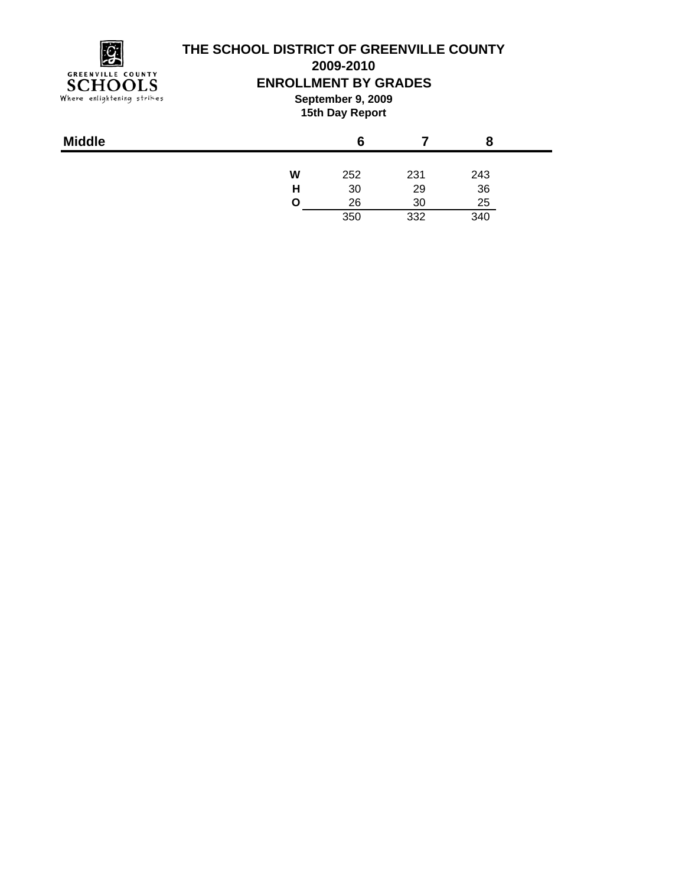# THE SCHOOL DISTRICT OF GREENVILLE COUNTY

## 2009-2010

## ENROLLMENT BY GRADES

**September 9, 2009**

**15th Day Report**

| Middle | | 6 | 7 | 8 |
| --- | --- | --- | --- | --- |
| | W | 252 | 231 | 243 |
| | H | 30 | 29 | 36 |
| | O | 26 | 30 | 25 |
| | | 350 | 332 | 340 |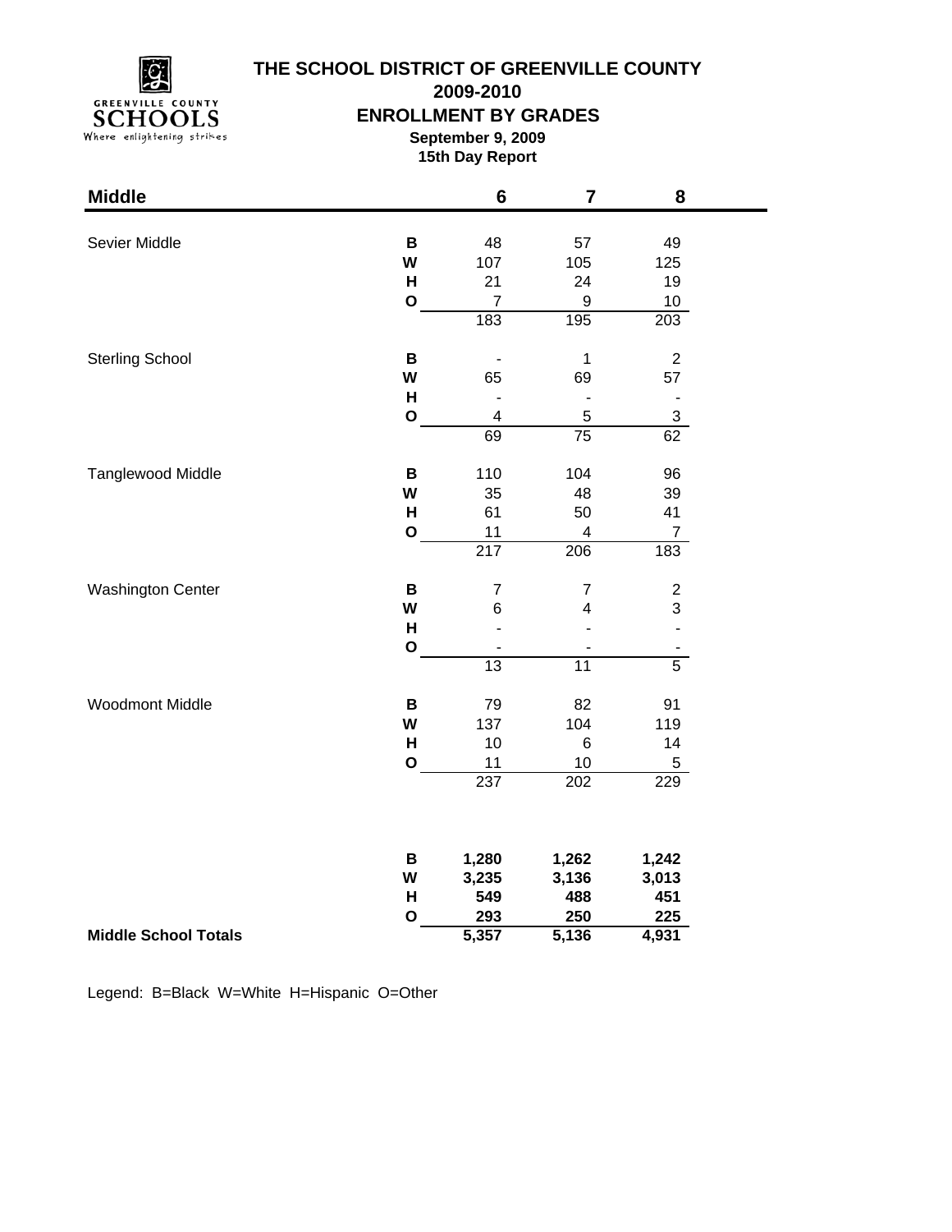GREENVILLE COUNTY SCHOOLS
Where enlightening strikes

# THE SCHOOL DISTRICT OF GREENVILLE COUNTY

## 2009-2010

## ENROLLMENT BY GRADES

**September 9, 2009**

**15th Day Report**

| Middle | | 6 | 7 | 8 |
|---|---|---|---|---|
| Sevier Middle | B | 48 | 57 | 49 |
| | W | 107 | 105 | 125 |
| | H | 21 | 24 | 19 |
| | O | 7 | 9 | 10 |
| | | 183 | 195 | 203 |
| Sterling School | B | - | 1 | 2 |
| | W | 65 | 69 | 57 |
| | H | - | - | - |
| | O | 4 | 5 | 3 |
| | | 69 | 75 | 62 |
| Tanglewood Middle | B | 110 | 104 | 96 |
| | W | 35 | 48 | 39 |
| | H | 61 | 50 | 41 |
| | O | 11 | 4 | 7 |
| | | 217 | 206 | 183 |
| Washington Center | B | 7 | 7 | 2 |
| | W | 6 | 4 | 3 |
| | H | - | - | - |
| | O | - | - | - |
| | | 13 | 11 | 5 |
| Woodmont Middle | B | 79 | 82 | 91 |
| | W | 137 | 104 | 119 |
| | H | 10 | 6 | 14 |
| | O | 11 | 10 | 5 |
| | | 237 | 202 | 229 |
| | **B** | **1,280** | **1,262** | **1,242** |
| | **W** | **3,235** | **3,136** | **3,013** |
| | **H** | **549** | **488** | **451** |
| | **O** | **293** | **250** | **225** |
| **Middle School Totals** | | **5,357** | **5,136** | **4,931** |

Legend: B=Black W=White H=Hispanic O=Other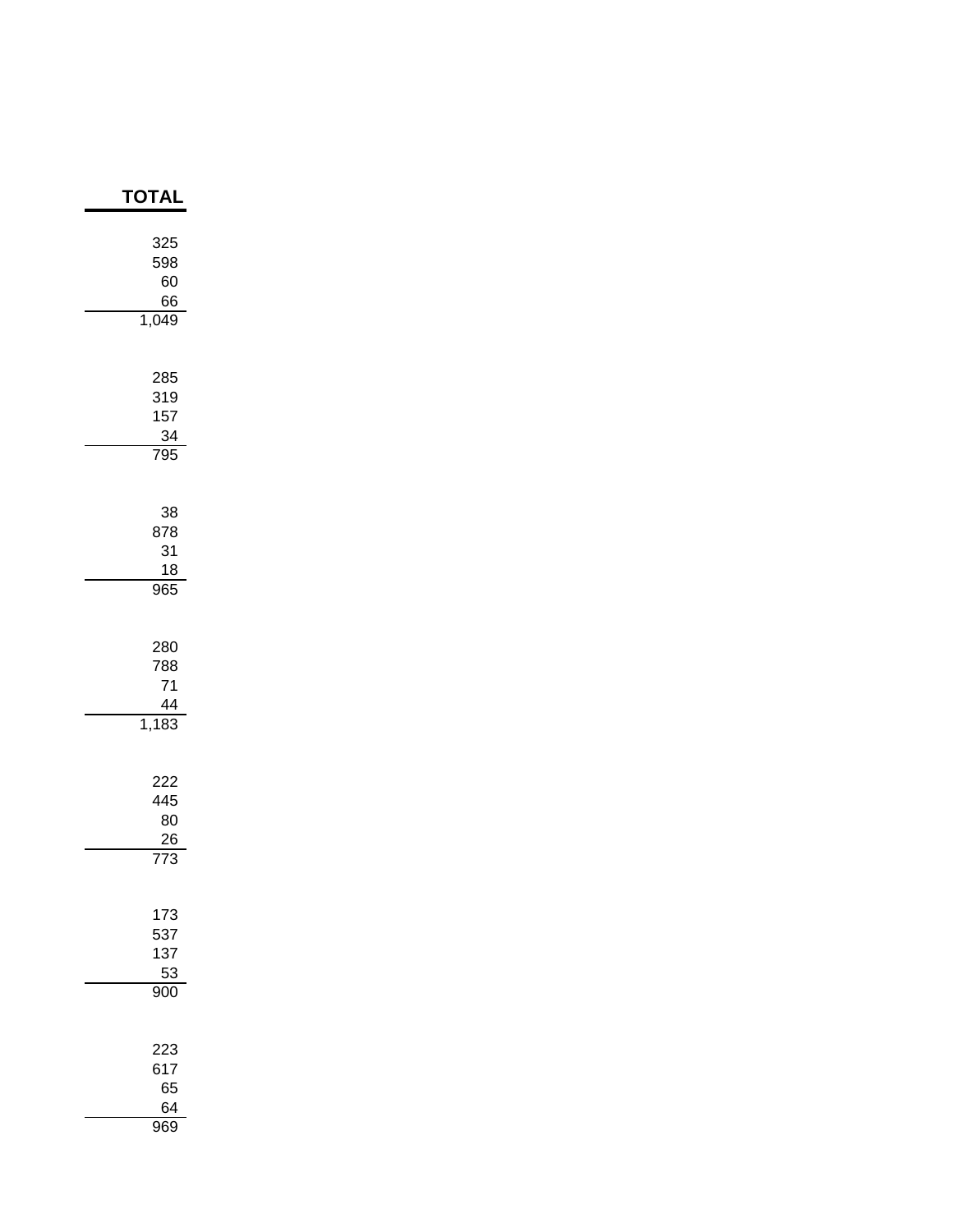| TOTAL |
|---|
| 325 |
| 598 |
| 60 |
| 66 |
| 1,049 |
| |
| 285 |
| 319 |
| 157 |
| 34 |
| 795 |
| |
| 38 |
| 878 |
| 31 |
| 18 |
| 965 |
| |
| 280 |
| 788 |
| 71 |
| 44 |
| 1,183 |
| |
| 222 |
| 445 |
| 80 |
| 26 |
| 773 |
| |
| 173 |
| 537 |
| 137 |
| 53 |
| 900 |
| |
| 223 |
| 617 |
| 65 |
| 64 |
| 969 |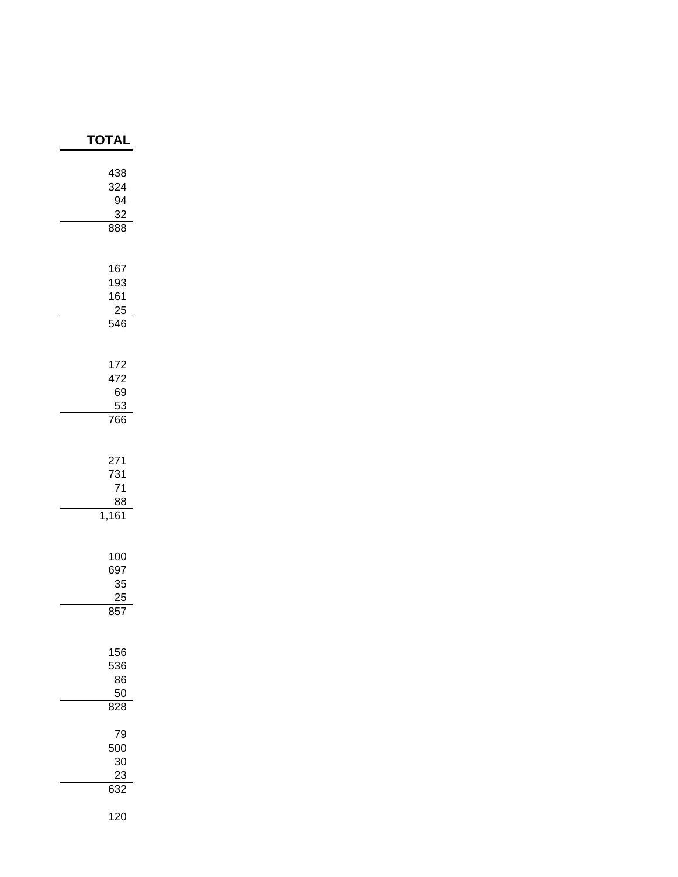| TOTAL |
| --- |
| 438 |
| 324 |
| 94 |
| 32 |
| 888 |
| |
| 167 |
| 193 |
| 161 |
| 25 |
| 546 |
| |
| 172 |
| 472 |
| 69 |
| 53 |
| 766 |
| |
| 271 |
| 731 |
| 71 |
| 88 |
| 1,161 |
| |
| 100 |
| 697 |
| 35 |
| 25 |
| 857 |
| |
| 156 |
| 536 |
| 86 |
| 50 |
| 828 |
| |
| 79 |
| 500 |
| 30 |
| 23 |
| 632 |
| |
| 120 |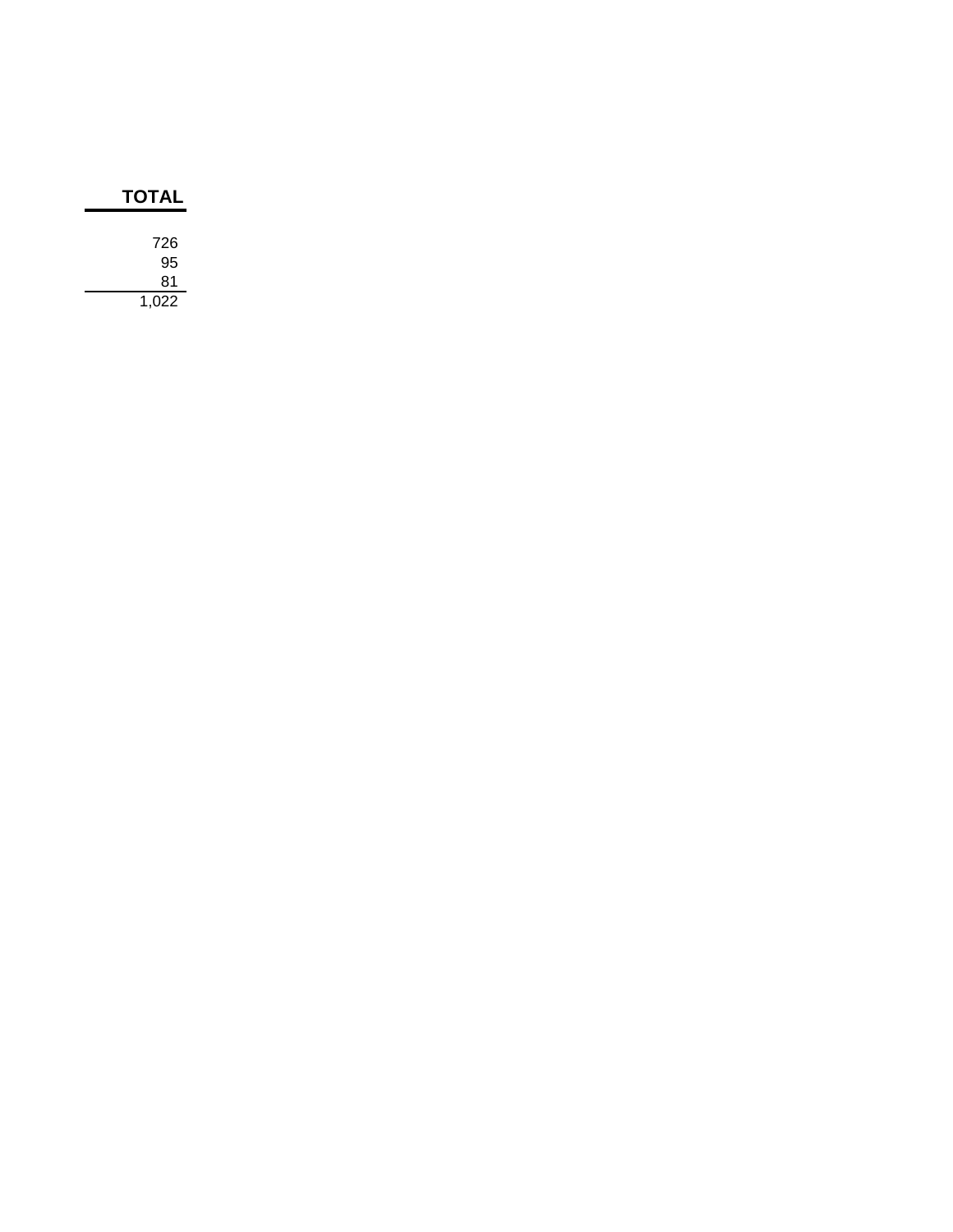| TOTAL |
| --- |
| 726 |
| 95 |
| 81 |
| 1,022 |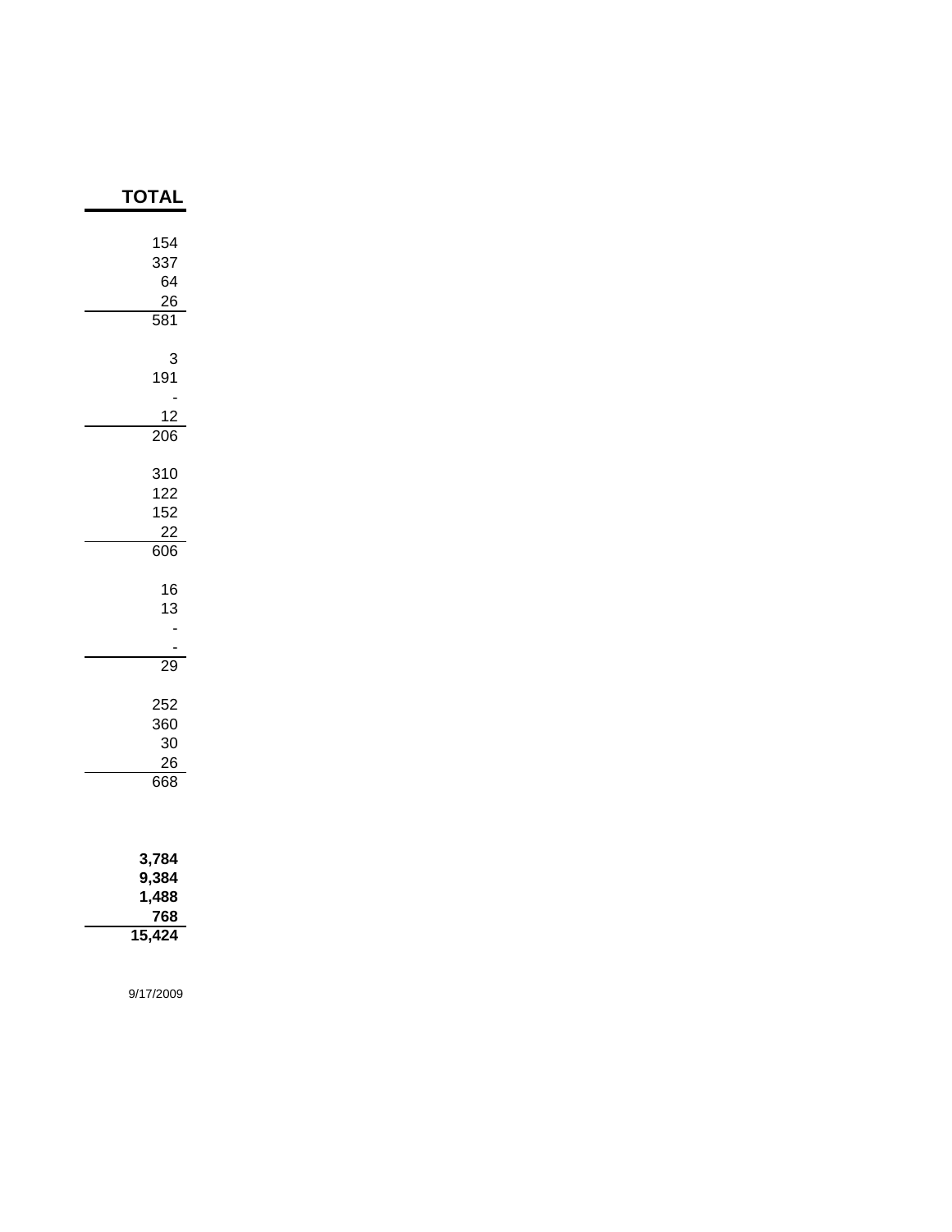| TOTAL |
|---|
| |
| 154 |
| 337 |
| 64 |
| 26 |
| 581 |
| |
| 3 |
| 191 |
| - |
| 12 |
| 206 |
| |
| 310 |
| 122 |
| 152 |
| 22 |
| 606 |
| |
| 16 |
| 13 |
| - |
| - |
| 29 |
| |
| 252 |
| 360 |
| 30 |
| 26 |
| 668 |
| |
| **3,784** |
| **9,384** |
| **1,488** |
| **768** |
| **15,424** |

9/17/2009